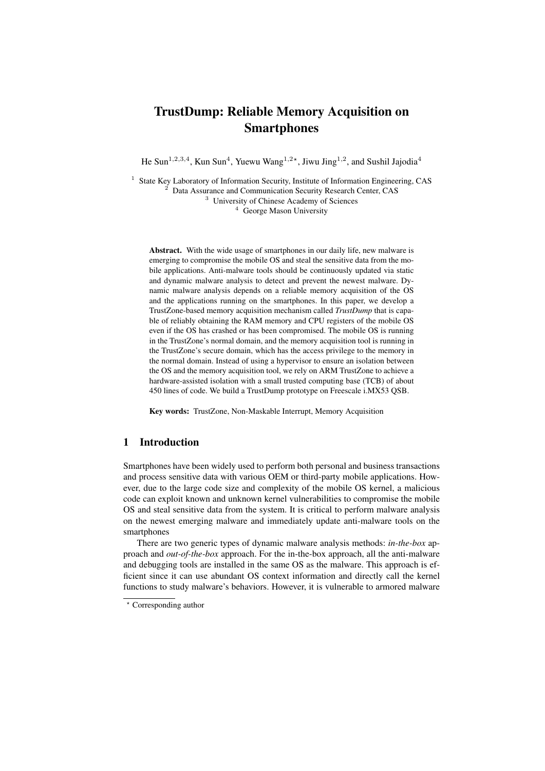# TrustDump: Reliable Memory Acquisition on Smartphones

He Sun[1,2,3,4], Kun Sun[4], Yuewu Wang[1,2⋆], Jiwu Jing[1,2], and Sushil Jajodia[4]

[1] State Key Laboratory of Information Security, Institute of Information Engineering, CAS
[2] Data Assurance and Communication Security Research Center, CAS
[3] University of Chinese Academy of Sciences
[4] George Mason University

**Abstract.** With the wide usage of smartphones in our daily life, new malware is emerging to compromise the mobile OS and steal the sensitive data from the mobile applications. Anti-malware tools should be continuously updated via static and dynamic malware analysis to detect and prevent the newest malware. Dynamic malware analysis depends on a reliable memory acquisition of the OS and the applications running on the smartphones. In this paper, we develop a TrustZone-based memory acquisition mechanism called *TrustDump* that is capable of reliably obtaining the RAM memory and CPU registers of the mobile OS even if the OS has crashed or has been compromised. The mobile OS is running in the TrustZone's normal domain, and the memory acquisition tool is running in the TrustZone's secure domain, which has the access privilege to the memory in the normal domain. Instead of using a hypervisor to ensure an isolation between the OS and the memory acquisition tool, we rely on ARM TrustZone to achieve a hardware-assisted isolation with a small trusted computing base (TCB) of about 450 lines of code. We build a TrustDump prototype on Freescale i.MX53 QSB.

**Key words:** TrustZone, Non-Maskable Interrupt, Memory Acquisition

## 1 Introduction

Smartphones have been widely used to perform both personal and business transactions and process sensitive data with various OEM or third-party mobile applications. However, due to the large code size and complexity of the mobile OS kernel, a malicious code can exploit known and unknown kernel vulnerabilities to compromise the mobile OS and steal sensitive data from the system. It is critical to perform malware analysis on the newest emerging malware and immediately update anti-malware tools on the smartphones

There are two generic types of dynamic malware analysis methods: *in-the-box* approach and *out-of-the-box* approach. For the in-the-box approach, all the anti-malware and debugging tools are installed in the same OS as the malware. This approach is efficient since it can use abundant OS context information and directly call the kernel functions to study malware's behaviors. However, it is vulnerable to armored malware

⋆ Corresponding author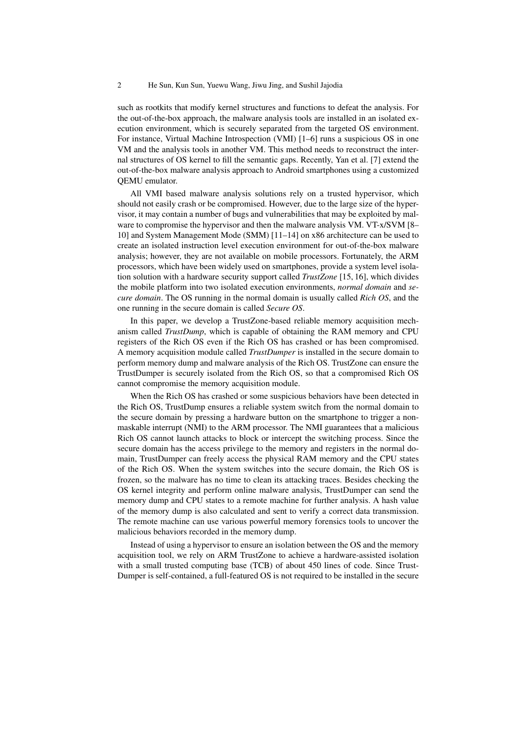such as rootkits that modify kernel structures and functions to defeat the analysis. For the out-of-the-box approach, the malware analysis tools are installed in an isolated execution environment, which is securely separated from the targeted OS environment. For instance, Virtual Machine Introspection (VMI) [1–6] runs a suspicious OS in one VM and the analysis tools in another VM. This method needs to reconstruct the internal structures of OS kernel to fill the semantic gaps. Recently, Yan et al. [7] extend the out-of-the-box malware analysis approach to Android smartphones using a customized QEMU emulator.

All VMI based malware analysis solutions rely on a trusted hypervisor, which should not easily crash or be compromised. However, due to the large size of the hypervisor, it may contain a number of bugs and vulnerabilities that may be exploited by malware to compromise the hypervisor and then the malware analysis VM. VT-x/SVM [8–10] and System Management Mode (SMM) [11–14] on x86 architecture can be used to create an isolated instruction level execution environment for out-of-the-box malware analysis; however, they are not available on mobile processors. Fortunately, the ARM processors, which have been widely used on smartphones, provide a system level isolation solution with a hardware security support called *TrustZone* [15, 16], which divides the mobile platform into two isolated execution environments, *normal domain* and *secure domain*. The OS running in the normal domain is usually called *Rich OS*, and the one running in the secure domain is called *Secure OS*.

In this paper, we develop a TrustZone-based reliable memory acquisition mechanism called *TrustDump*, which is capable of obtaining the RAM memory and CPU registers of the Rich OS even if the Rich OS has crashed or has been compromised. A memory acquisition module called *TrustDumper* is installed in the secure domain to perform memory dump and malware analysis of the Rich OS. TrustZone can ensure the TrustDumper is securely isolated from the Rich OS, so that a compromised Rich OS cannot compromise the memory acquisition module.

When the Rich OS has crashed or some suspicious behaviors have been detected in the Rich OS, TrustDump ensures a reliable system switch from the normal domain to the secure domain by pressing a hardware button on the smartphone to trigger a non-maskable interrupt (NMI) to the ARM processor. The NMI guarantees that a malicious Rich OS cannot launch attacks to block or intercept the switching process. Since the secure domain has the access privilege to the memory and registers in the normal domain, TrustDumper can freely access the physical RAM memory and the CPU states of the Rich OS. When the system switches into the secure domain, the Rich OS is frozen, so the malware has no time to clean its attacking traces. Besides checking the OS kernel integrity and perform online malware analysis, TrustDumper can send the memory dump and CPU states to a remote machine for further analysis. A hash value of the memory dump is also calculated and sent to verify a correct data transmission. The remote machine can use various powerful memory forensics tools to uncover the malicious behaviors recorded in the memory dump.

Instead of using a hypervisor to ensure an isolation between the OS and the memory acquisition tool, we rely on ARM TrustZone to achieve a hardware-assisted isolation with a small trusted computing base (TCB) of about 450 lines of code. Since TrustDumper is self-contained, a full-featured OS is not required to be installed in the secure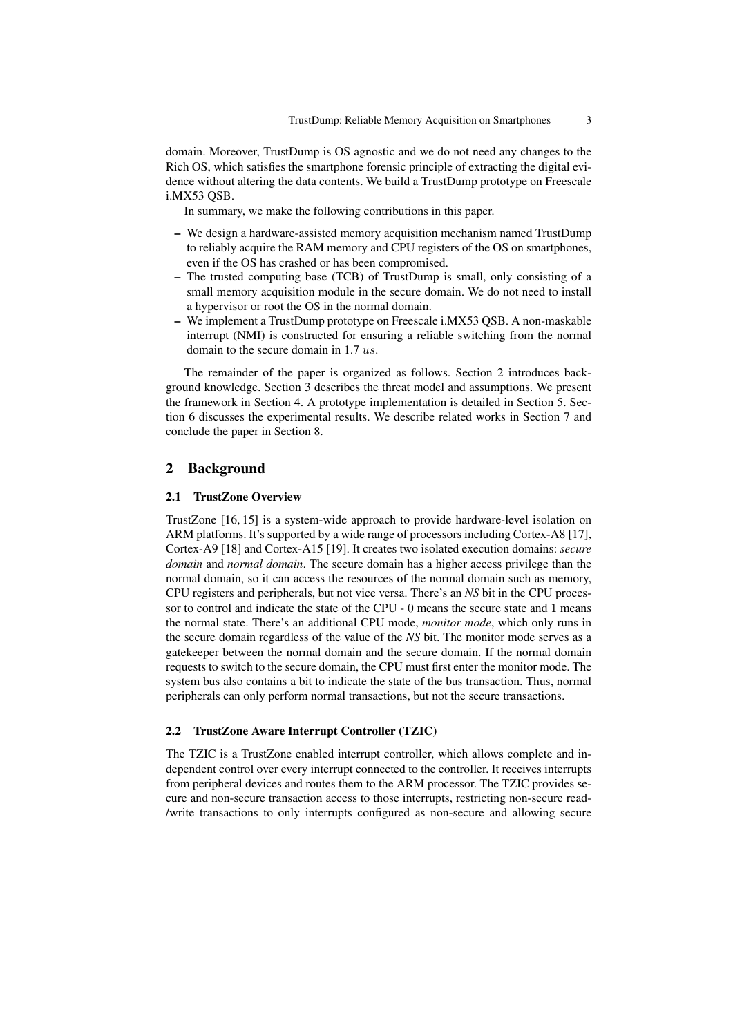domain. Moreover, TrustDump is OS agnostic and we do not need any changes to the Rich OS, which satisfies the smartphone forensic principle of extracting the digital evidence without altering the data contents. We build a TrustDump prototype on Freescale i.MX53 QSB.

In summary, we make the following contributions in this paper.

- We design a hardware-assisted memory acquisition mechanism named TrustDump to reliably acquire the RAM memory and CPU registers of the OS on smartphones, even if the OS has crashed or has been compromised.
- The trusted computing base (TCB) of TrustDump is small, only consisting of a small memory acquisition module in the secure domain. We do not need to install a hypervisor or root the OS in the normal domain.
- We implement a TrustDump prototype on Freescale i.MX53 QSB. A non-maskable interrupt (NMI) is constructed for ensuring a reliable switching from the normal domain to the secure domain in 1.7 $us$.

The remainder of the paper is organized as follows. Section 2 introduces background knowledge. Section 3 describes the threat model and assumptions. We present the framework in Section 4. A prototype implementation is detailed in Section 5. Section 6 discusses the experimental results. We describe related works in Section 7 and conclude the paper in Section 8.

## 2 Background

### 2.1 TrustZone Overview

TrustZone [16, 15] is a system-wide approach to provide hardware-level isolation on ARM platforms. It's supported by a wide range of processors including Cortex-A8 [17], Cortex-A9 [18] and Cortex-A15 [19]. It creates two isolated execution domains: *secure domain* and *normal domain*. The secure domain has a higher access privilege than the normal domain, so it can access the resources of the normal domain such as memory, CPU registers and peripherals, but not vice versa. There's an *NS* bit in the CPU processor to control and indicate the state of the CPU - 0 means the secure state and 1 means the normal state. There's an additional CPU mode, *monitor mode*, which only runs in the secure domain regardless of the value of the *NS* bit. The monitor mode serves as a gatekeeper between the normal domain and the secure domain. If the normal domain requests to switch to the secure domain, the CPU must first enter the monitor mode. The system bus also contains a bit to indicate the state of the bus transaction. Thus, normal peripherals can only perform normal transactions, but not the secure transactions.

### 2.2 TrustZone Aware Interrupt Controller (TZIC)

The TZIC is a TrustZone enabled interrupt controller, which allows complete and independent control over every interrupt connected to the controller. It receives interrupts from peripheral devices and routes them to the ARM processor. The TZIC provides secure and non-secure transaction access to those interrupts, restricting non-secure read-/write transactions to only interrupts configured as non-secure and allowing secure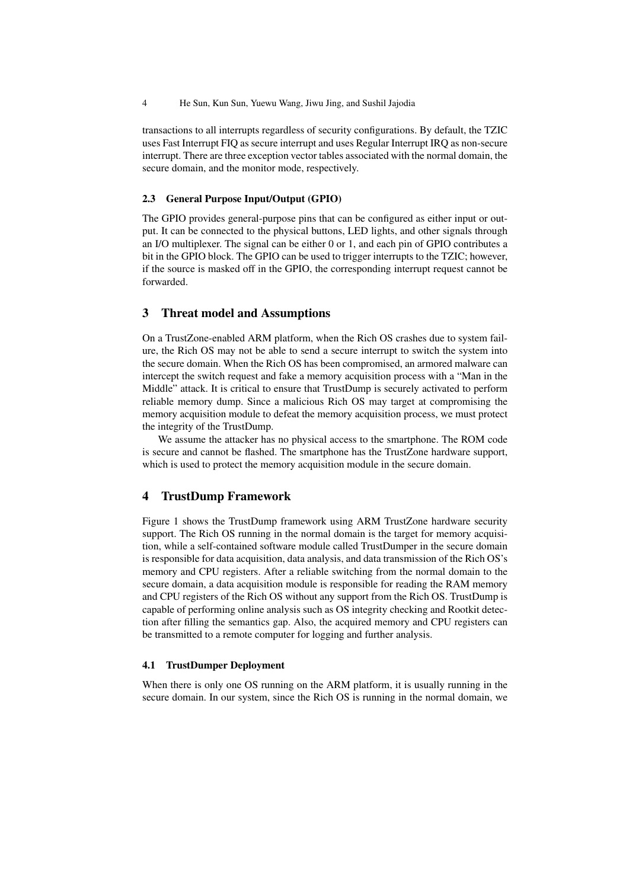transactions to all interrupts regardless of security configurations. By default, the TZIC uses Fast Interrupt FIQ as secure interrupt and uses Regular Interrupt IRQ as non-secure interrupt. There are three exception vector tables associated with the normal domain, the secure domain, and the monitor mode, respectively.

### 2.3 General Purpose Input/Output (GPIO)

The GPIO provides general-purpose pins that can be configured as either input or output. It can be connected to the physical buttons, LED lights, and other signals through an I/O multiplexer. The signal can be either 0 or 1, and each pin of GPIO contributes a bit in the GPIO block. The GPIO can be used to trigger interrupts to the TZIC; however, if the source is masked off in the GPIO, the corresponding interrupt request cannot be forwarded.

## 3 Threat model and Assumptions

On a TrustZone-enabled ARM platform, when the Rich OS crashes due to system failure, the Rich OS may not be able to send a secure interrupt to switch the system into the secure domain. When the Rich OS has been compromised, an armored malware can intercept the switch request and fake a memory acquisition process with a "Man in the Middle" attack. It is critical to ensure that TrustDump is securely activated to perform reliable memory dump. Since a malicious Rich OS may target at compromising the memory acquisition module to defeat the memory acquisition process, we must protect the integrity of the TrustDump.

We assume the attacker has no physical access to the smartphone. The ROM code is secure and cannot be flashed. The smartphone has the TrustZone hardware support, which is used to protect the memory acquisition module in the secure domain.

## 4 TrustDump Framework

Figure 1 shows the TrustDump framework using ARM TrustZone hardware security support. The Rich OS running in the normal domain is the target for memory acquisition, while a self-contained software module called TrustDumper in the secure domain is responsible for data acquisition, data analysis, and data transmission of the Rich OS's memory and CPU registers. After a reliable switching from the normal domain to the secure domain, a data acquisition module is responsible for reading the RAM memory and CPU registers of the Rich OS without any support from the Rich OS. TrustDump is capable of performing online analysis such as OS integrity checking and Rootkit detection after filling the semantics gap. Also, the acquired memory and CPU registers can be transmitted to a remote computer for logging and further analysis.

### 4.1 TrustDumper Deployment

When there is only one OS running on the ARM platform, it is usually running in the secure domain. In our system, since the Rich OS is running in the normal domain, we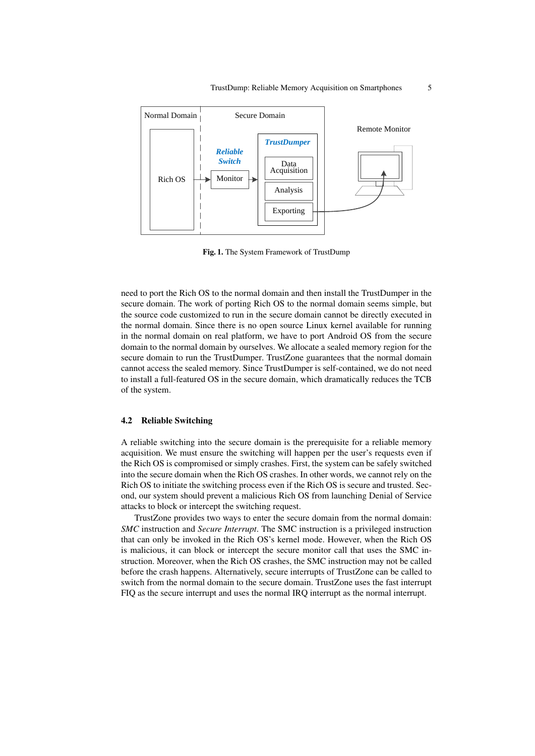Normal Domain

Secure Domain

Remote Monitor

*Reliable Switch*

*TrustDumper*

Rich OS

Monitor

Data Acquisition

Analysis

Exporting

**Fig. 1.** The System Framework of TrustDump

need to port the Rich OS to the normal domain and then install the TrustDumper in the secure domain. The work of porting Rich OS to the normal domain seems simple, but the source code customized to run in the secure domain cannot be directly executed in the normal domain. Since there is no open source Linux kernel available for running in the normal domain on real platform, we have to port Android OS from the secure domain to the normal domain by ourselves. We allocate a sealed memory region for the secure domain to run the TrustDumper. TrustZone guarantees that the normal domain cannot access the sealed memory. Since TrustDumper is self-contained, we do not need to install a full-featured OS in the secure domain, which dramatically reduces the TCB of the system.

### 4.2 Reliable Switching

A reliable switching into the secure domain is the prerequisite for a reliable memory acquisition. We must ensure the switching will happen per the user's requests even if the Rich OS is compromised or simply crashes. First, the system can be safely switched into the secure domain when the Rich OS crashes. In other words, we cannot rely on the Rich OS to initiate the switching process even if the Rich OS is secure and trusted. Second, our system should prevent a malicious Rich OS from launching Denial of Service attacks to block or intercept the switching request.

TrustZone provides two ways to enter the secure domain from the normal domain: *SMC* instruction and *Secure Interrupt*. The SMC instruction is a privileged instruction that can only be invoked in the Rich OS's kernel mode. However, when the Rich OS is malicious, it can block or intercept the secure monitor call that uses the SMC instruction. Moreover, when the Rich OS crashes, the SMC instruction may not be called before the crash happens. Alternatively, secure interrupts of TrustZone can be called to switch from the normal domain to the secure domain. TrustZone uses the fast interrupt FIQ as the secure interrupt and uses the normal IRQ interrupt as the normal interrupt.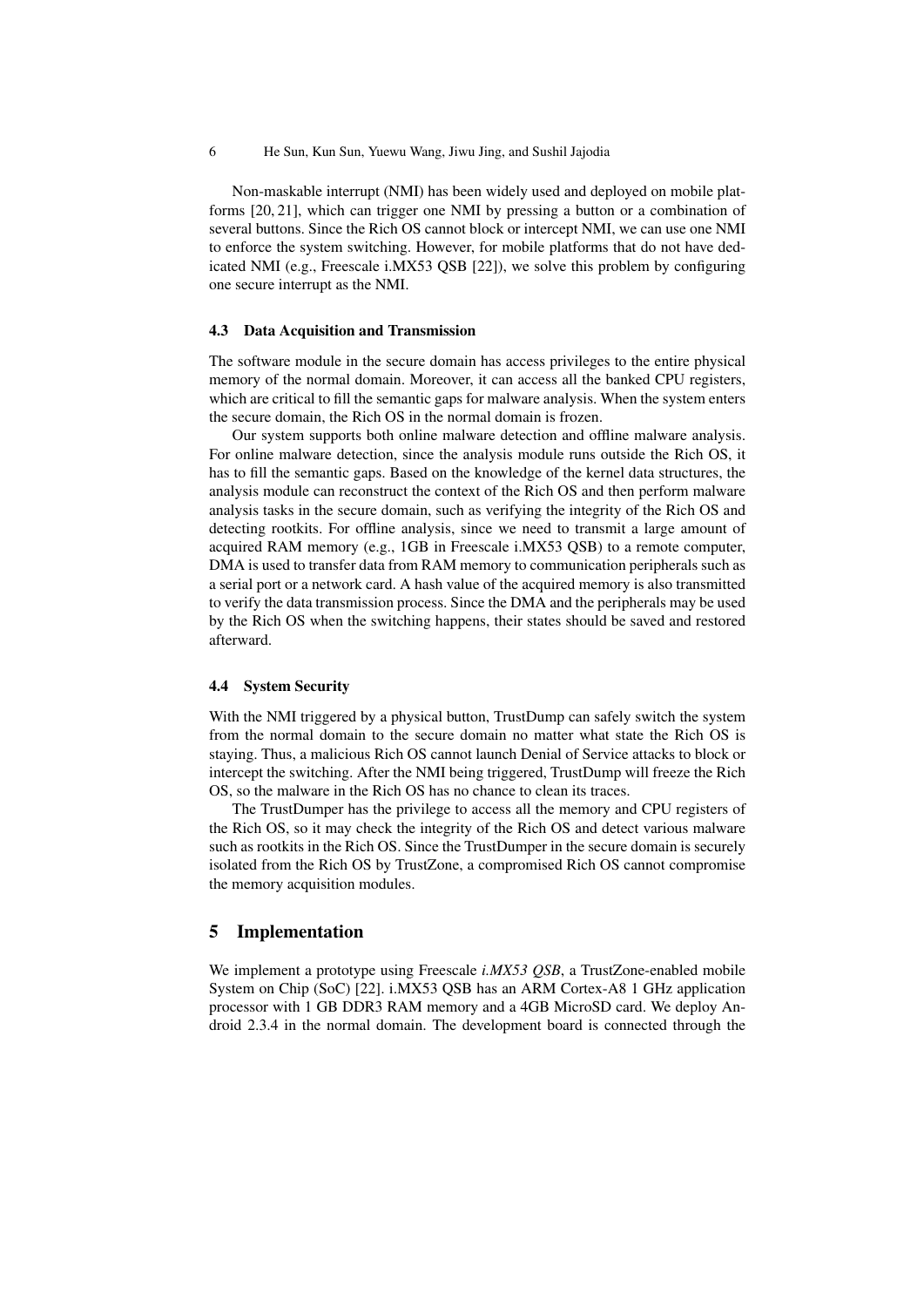Non-maskable interrupt (NMI) has been widely used and deployed on mobile platforms [20, 21], which can trigger one NMI by pressing a button or a combination of several buttons. Since the Rich OS cannot block or intercept NMI, we can use one NMI to enforce the system switching. However, for mobile platforms that do not have dedicated NMI (e.g., Freescale i.MX53 QSB [22]), we solve this problem by configuring one secure interrupt as the NMI.

### 4.3 Data Acquisition and Transmission

The software module in the secure domain has access privileges to the entire physical memory of the normal domain. Moreover, it can access all the banked CPU registers, which are critical to fill the semantic gaps for malware analysis. When the system enters the secure domain, the Rich OS in the normal domain is frozen.

Our system supports both online malware detection and offline malware analysis. For online malware detection, since the analysis module runs outside the Rich OS, it has to fill the semantic gaps. Based on the knowledge of the kernel data structures, the analysis module can reconstruct the context of the Rich OS and then perform malware analysis tasks in the secure domain, such as verifying the integrity of the Rich OS and detecting rootkits. For offline analysis, since we need to transmit a large amount of acquired RAM memory (e.g., 1GB in Freescale i.MX53 QSB) to a remote computer, DMA is used to transfer data from RAM memory to communication peripherals such as a serial port or a network card. A hash value of the acquired memory is also transmitted to verify the data transmission process. Since the DMA and the peripherals may be used by the Rich OS when the switching happens, their states should be saved and restored afterward.

### 4.4 System Security

With the NMI triggered by a physical button, TrustDump can safely switch the system from the normal domain to the secure domain no matter what state the Rich OS is staying. Thus, a malicious Rich OS cannot launch Denial of Service attacks to block or intercept the switching. After the NMI being triggered, TrustDump will freeze the Rich OS, so the malware in the Rich OS has no chance to clean its traces.

The TrustDumper has the privilege to access all the memory and CPU registers of the Rich OS, so it may check the integrity of the Rich OS and detect various malware such as rootkits in the Rich OS. Since the TrustDumper in the secure domain is securely isolated from the Rich OS by TrustZone, a compromised Rich OS cannot compromise the memory acquisition modules.

## 5 Implementation

We implement a prototype using Freescale *i.MX53 QSB*, a TrustZone-enabled mobile System on Chip (SoC) [22]. i.MX53 QSB has an ARM Cortex-A8 1 GHz application processor with 1 GB DDR3 RAM memory and a 4GB MicroSD card. We deploy Android 2.3.4 in the normal domain. The development board is connected through the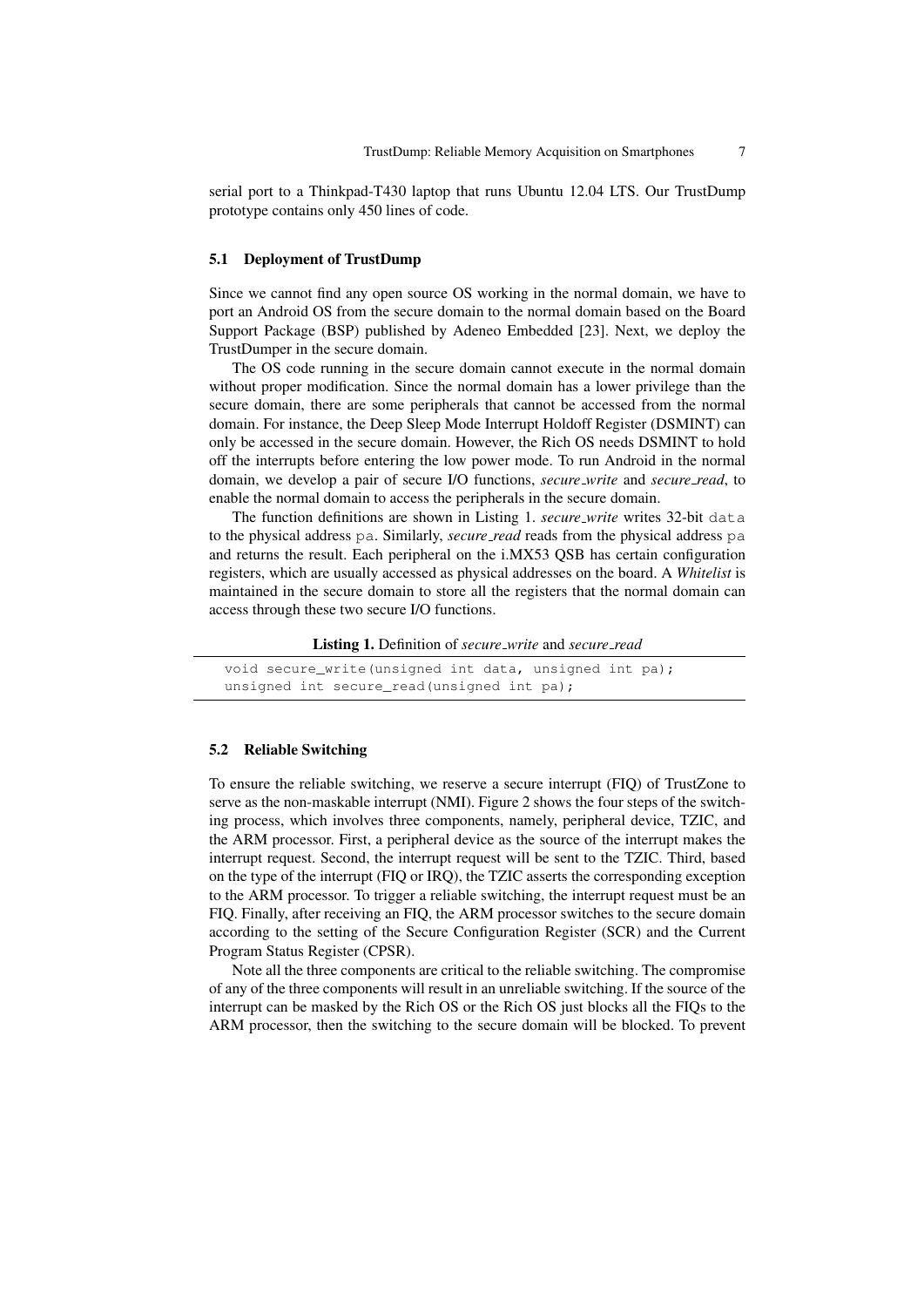serial port to a Thinkpad-T430 laptop that runs Ubuntu 12.04 LTS. Our TrustDump prototype contains only 450 lines of code.

### 5.1 Deployment of TrustDump

Since we cannot find any open source OS working in the normal domain, we have to port an Android OS from the secure domain to the normal domain based on the Board Support Package (BSP) published by Adeneo Embedded [23]. Next, we deploy the TrustDumper in the secure domain.

The OS code running in the secure domain cannot execute in the normal domain without proper modification. Since the normal domain has a lower privilege than the secure domain, there are some peripherals that cannot be accessed from the normal domain. For instance, the Deep Sleep Mode Interrupt Holdoff Register (DSMINT) can only be accessed in the secure domain. However, the Rich OS needs DSMINT to hold off the interrupts before entering the low power mode. To run Android in the normal domain, we develop a pair of secure I/O functions, *secure_write* and *secure_read*, to enable the normal domain to access the peripherals in the secure domain.

The function definitions are shown in Listing 1. *secure_write* writes 32-bit `data` to the physical address `pa`. Similarly, *secure_read* reads from the physical address `pa` and returns the result. Each peripheral on the i.MX53 QSB has certain configuration registers, which are usually accessed as physical addresses on the board. A *Whitelist* is maintained in the secure domain to store all the registers that the normal domain can access through these two secure I/O functions.

**Listing 1.** Definition of *secure_write* and *secure_read*

```
void secure_write(unsigned int data, unsigned int pa);
unsigned int secure_read(unsigned int pa);
```

### 5.2 Reliable Switching

To ensure the reliable switching, we reserve a secure interrupt (FIQ) of TrustZone to serve as the non-maskable interrupt (NMI). Figure 2 shows the four steps of the switching process, which involves three components, namely, peripheral device, TZIC, and the ARM processor. First, a peripheral device as the source of the interrupt makes the interrupt request. Second, the interrupt request will be sent to the TZIC. Third, based on the type of the interrupt (FIQ or IRQ), the TZIC asserts the corresponding exception to the ARM processor. To trigger a reliable switching, the interrupt request must be an FIQ. Finally, after receiving an FIQ, the ARM processor switches to the secure domain according to the setting of the Secure Configuration Register (SCR) and the Current Program Status Register (CPSR).

Note all the three components are critical to the reliable switching. The compromise of any of the three components will result in an unreliable switching. If the source of the interrupt can be masked by the Rich OS or the Rich OS just blocks all the FIQs to the ARM processor, then the switching to the secure domain will be blocked. To prevent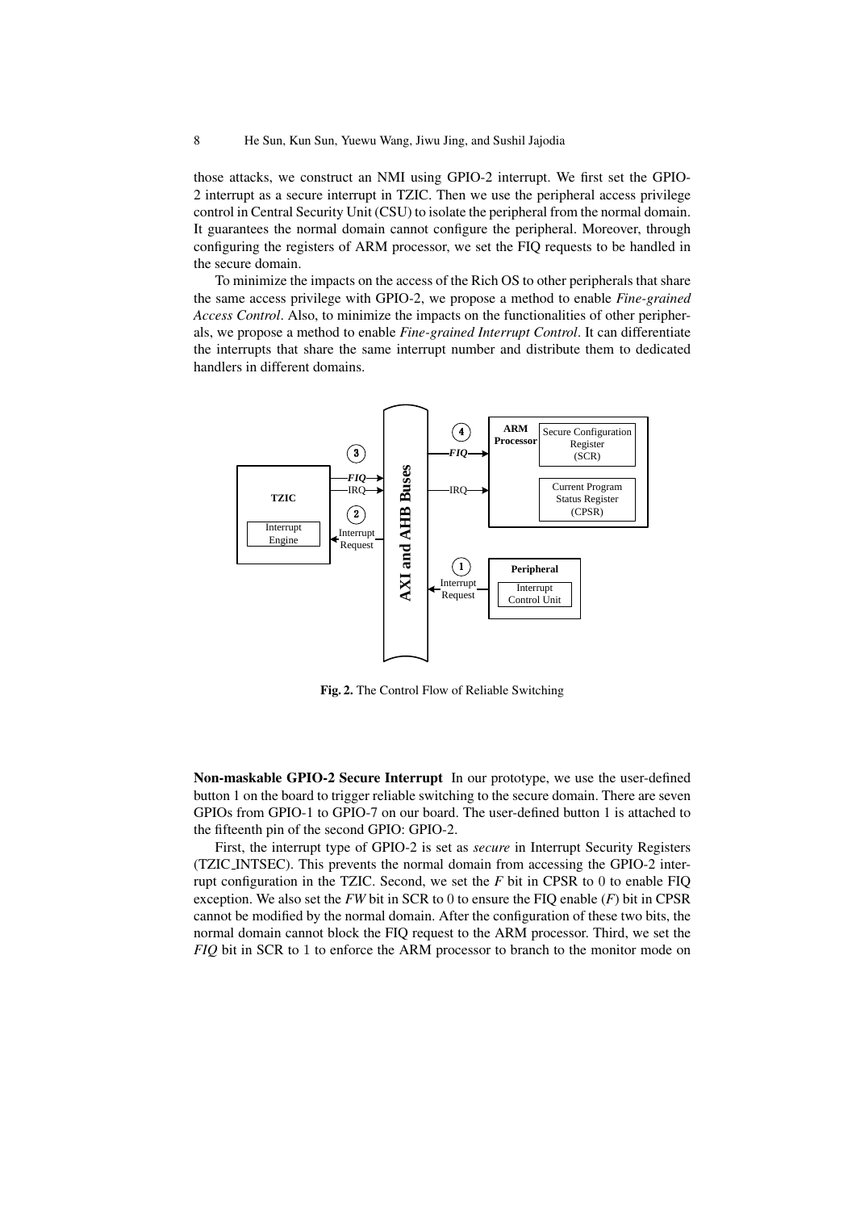those attacks, we construct an NMI using GPIO-2 interrupt. We first set the GPIO-2 interrupt as a secure interrupt in TZIC. Then we use the peripheral access privilege control in Central Security Unit (CSU) to isolate the peripheral from the normal domain. It guarantees the normal domain cannot configure the peripheral. Moreover, through configuring the registers of ARM processor, we set the FIQ requests to be handled in the secure domain.

To minimize the impacts on the access of the Rich OS to other peripherals that share the same access privilege with GPIO-2, we propose a method to enable *Fine-grained Access Control*. Also, to minimize the impacts on the functionalities of other peripherals, we propose a method to enable *Fine-grained Interrupt Control*. It can differentiate the interrupts that share the same interrupt number and distribute them to dedicated handlers in different domains.

**Fig. 2.** The Control Flow of Reliable Switching

**Non-maskable GPIO-2 Secure Interrupt** In our prototype, we use the user-defined button 1 on the board to trigger reliable switching to the secure domain. There are seven GPIOs from GPIO-1 to GPIO-7 on our board. The user-defined button 1 is attached to the fifteenth pin of the second GPIO: GPIO-2.

First, the interrupt type of GPIO-2 is set as *secure* in Interrupt Security Registers (TZIC_INTSEC). This prevents the normal domain from accessing the GPIO-2 interrupt configuration in the TZIC. Second, we set the *F* bit in CPSR to 0 to enable FIQ exception. We also set the *FW* bit in SCR to 0 to ensure the FIQ enable (*F*) bit in CPSR cannot be modified by the normal domain. After the configuration of these two bits, the normal domain cannot block the FIQ request to the ARM processor. Third, we set the *FIQ* bit in SCR to 1 to enforce the ARM processor to branch to the monitor mode on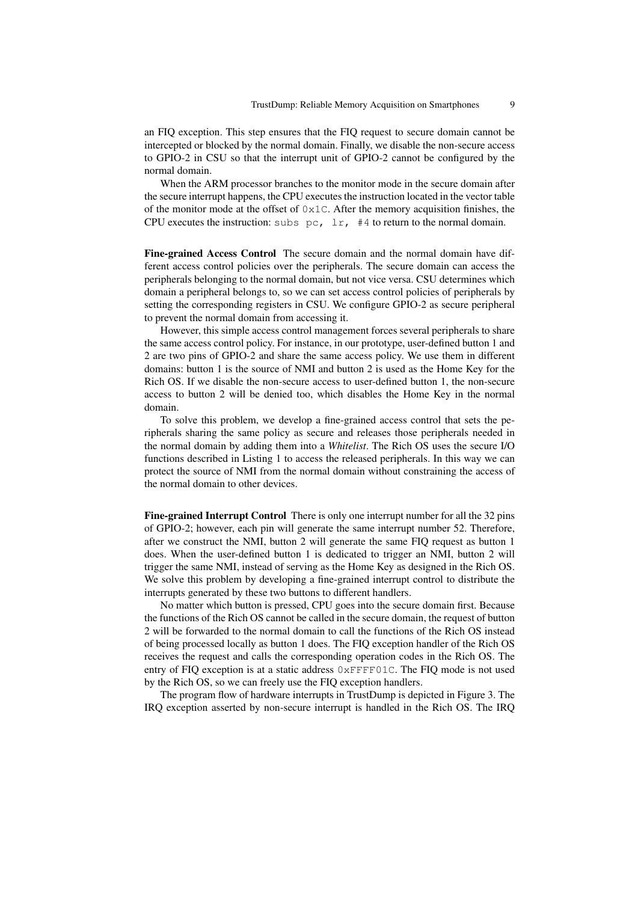an FIQ exception. This step ensures that the FIQ request to secure domain cannot be intercepted or blocked by the normal domain. Finally, we disable the non-secure access to GPIO-2 in CSU so that the interrupt unit of GPIO-2 cannot be configured by the normal domain.

When the ARM processor branches to the monitor mode in the secure domain after the secure interrupt happens, the CPU executes the instruction located in the vector table of the monitor mode at the offset of `0x1C`. After the memory acquisition finishes, the CPU executes the instruction: `subs pc, lr, #4` to return to the normal domain.

**Fine-grained Access Control** The secure domain and the normal domain have different access control policies over the peripherals. The secure domain can access the peripherals belonging to the normal domain, but not vice versa. CSU determines which domain a peripheral belongs to, so we can set access control policies of peripherals by setting the corresponding registers in CSU. We configure GPIO-2 as secure peripheral to prevent the normal domain from accessing it.

However, this simple access control management forces several peripherals to share the same access control policy. For instance, in our prototype, user-defined button 1 and 2 are two pins of GPIO-2 and share the same access policy. We use them in different domains: button 1 is the source of NMI and button 2 is used as the Home Key for the Rich OS. If we disable the non-secure access to user-defined button 1, the non-secure access to button 2 will be denied too, which disables the Home Key in the normal domain.

To solve this problem, we develop a fine-grained access control that sets the peripherals sharing the same policy as secure and releases those peripherals needed in the normal domain by adding them into a *Whitelist*. The Rich OS uses the secure I/O functions described in Listing 1 to access the released peripherals. In this way we can protect the source of NMI from the normal domain without constraining the access of the normal domain to other devices.

**Fine-grained Interrupt Control** There is only one interrupt number for all the 32 pins of GPIO-2; however, each pin will generate the same interrupt number 52. Therefore, after we construct the NMI, button 2 will generate the same FIQ request as button 1 does. When the user-defined button 1 is dedicated to trigger an NMI, button 2 will trigger the same NMI, instead of serving as the Home Key as designed in the Rich OS. We solve this problem by developing a fine-grained interrupt control to distribute the interrupts generated by these two buttons to different handlers.

No matter which button is pressed, CPU goes into the secure domain first. Because the functions of the Rich OS cannot be called in the secure domain, the request of button 2 will be forwarded to the normal domain to call the functions of the Rich OS instead of being processed locally as button 1 does. The FIQ exception handler of the Rich OS receives the request and calls the corresponding operation codes in the Rich OS. The entry of FIQ exception is at a static address `0xFFFF01C`. The FIQ mode is not used by the Rich OS, so we can freely use the FIQ exception handlers.

The program flow of hardware interrupts in TrustDump is depicted in Figure 3. The IRQ exception asserted by non-secure interrupt is handled in the Rich OS. The IRQ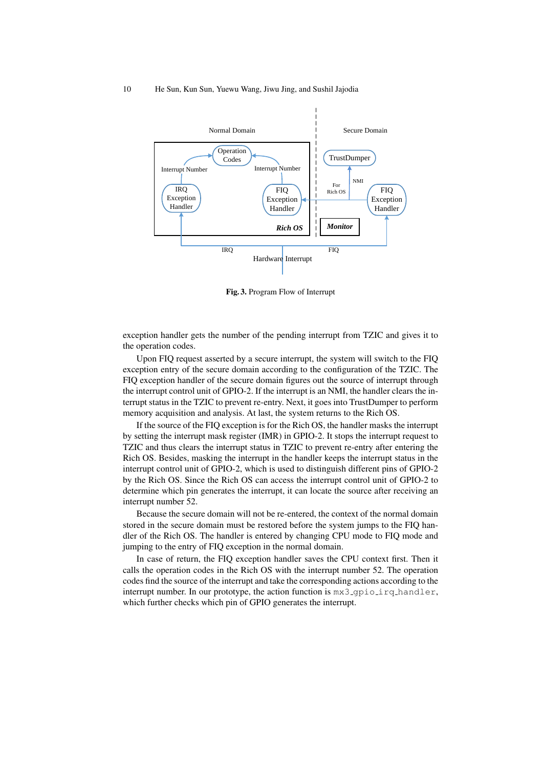Fig. 3. Program Flow of Interrupt

exception handler gets the number of the pending interrupt from TZIC and gives it to the operation codes.

Upon FIQ request asserted by a secure interrupt, the system will switch to the FIQ exception entry of the secure domain according to the configuration of the TZIC. The FIQ exception handler of the secure domain figures out the source of interrupt through the interrupt control unit of GPIO-2. If the interrupt is an NMI, the handler clears the interrupt status in the TZIC to prevent re-entry. Next, it goes into TrustDumper to perform memory acquisition and analysis. At last, the system returns to the Rich OS.

If the source of the FIQ exception is for the Rich OS, the handler masks the interrupt by setting the interrupt mask register (IMR) in GPIO-2. It stops the interrupt request to TZIC and thus clears the interrupt status in TZIC to prevent re-entry after entering the Rich OS. Besides, masking the interrupt in the handler keeps the interrupt status in the interrupt control unit of GPIO-2, which is used to distinguish different pins of GPIO-2 by the Rich OS. Since the Rich OS can access the interrupt control unit of GPIO-2 to determine which pin generates the interrupt, it can locate the source after receiving an interrupt number 52.

Because the secure domain will not be re-entered, the context of the normal domain stored in the secure domain must be restored before the system jumps to the FIQ handler of the Rich OS. The handler is entered by changing CPU mode to FIQ mode and jumping to the entry of FIQ exception in the normal domain.

In case of return, the FIQ exception handler saves the CPU context first. Then it calls the operation codes in the Rich OS with the interrupt number 52. The operation codes find the source of the interrupt and take the corresponding actions according to the interrupt number. In our prototype, the action function is `mx3_gpio_irq_handler`, which further checks which pin of GPIO generates the interrupt.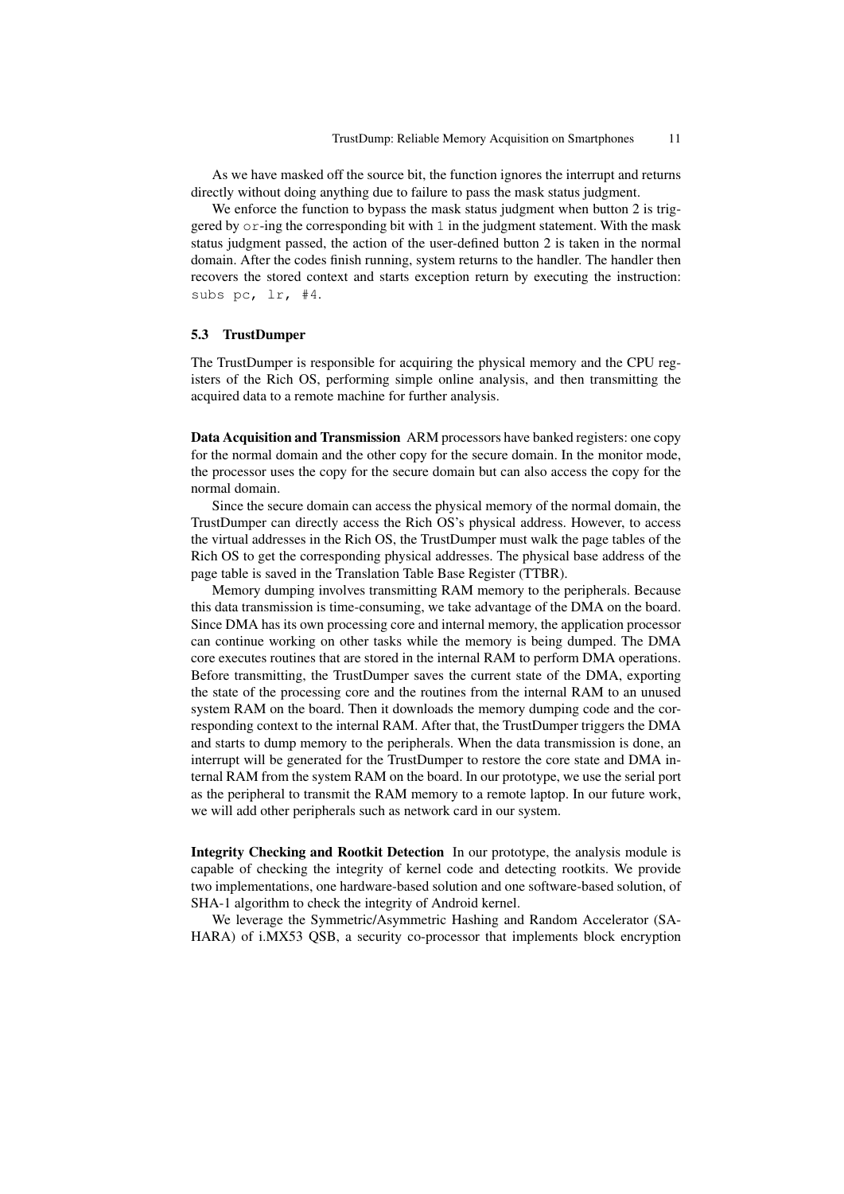As we have masked off the source bit, the function ignores the interrupt and returns directly without doing anything due to failure to pass the mask status judgment.

We enforce the function to bypass the mask status judgment when button 2 is triggered by `or`-ing the corresponding bit with `1` in the judgment statement. With the mask status judgment passed, the action of the user-defined button 2 is taken in the normal domain. After the codes finish running, system returns to the handler. The handler then recovers the stored context and starts exception return by executing the instruction: `subs pc, lr, #4`.

### 5.3 TrustDumper

The TrustDumper is responsible for acquiring the physical memory and the CPU registers of the Rich OS, performing simple online analysis, and then transmitting the acquired data to a remote machine for further analysis.

**Data Acquisition and Transmission** ARM processors have banked registers: one copy for the normal domain and the other copy for the secure domain. In the monitor mode, the processor uses the copy for the secure domain but can also access the copy for the normal domain.

Since the secure domain can access the physical memory of the normal domain, the TrustDumper can directly access the Rich OS's physical address. However, to access the virtual addresses in the Rich OS, the TrustDumper must walk the page tables of the Rich OS to get the corresponding physical addresses. The physical base address of the page table is saved in the Translation Table Base Register (TTBR).

Memory dumping involves transmitting RAM memory to the peripherals. Because this data transmission is time-consuming, we take advantage of the DMA on the board. Since DMA has its own processing core and internal memory, the application processor can continue working on other tasks while the memory is being dumped. The DMA core executes routines that are stored in the internal RAM to perform DMA operations. Before transmitting, the TrustDumper saves the current state of the DMA, exporting the state of the processing core and the routines from the internal RAM to an unused system RAM on the board. Then it downloads the memory dumping code and the corresponding context to the internal RAM. After that, the TrustDumper triggers the DMA and starts to dump memory to the peripherals. When the data transmission is done, an interrupt will be generated for the TrustDumper to restore the core state and DMA internal RAM from the system RAM on the board. In our prototype, we use the serial port as the peripheral to transmit the RAM memory to a remote laptop. In our future work, we will add other peripherals such as network card in our system.

**Integrity Checking and Rootkit Detection** In our prototype, the analysis module is capable of checking the integrity of kernel code and detecting rootkits. We provide two implementations, one hardware-based solution and one software-based solution, of SHA-1 algorithm to check the integrity of Android kernel.

We leverage the Symmetric/Asymmetric Hashing and Random Accelerator (SAHARA) of i.MX53 QSB, a security co-processor that implements block encryption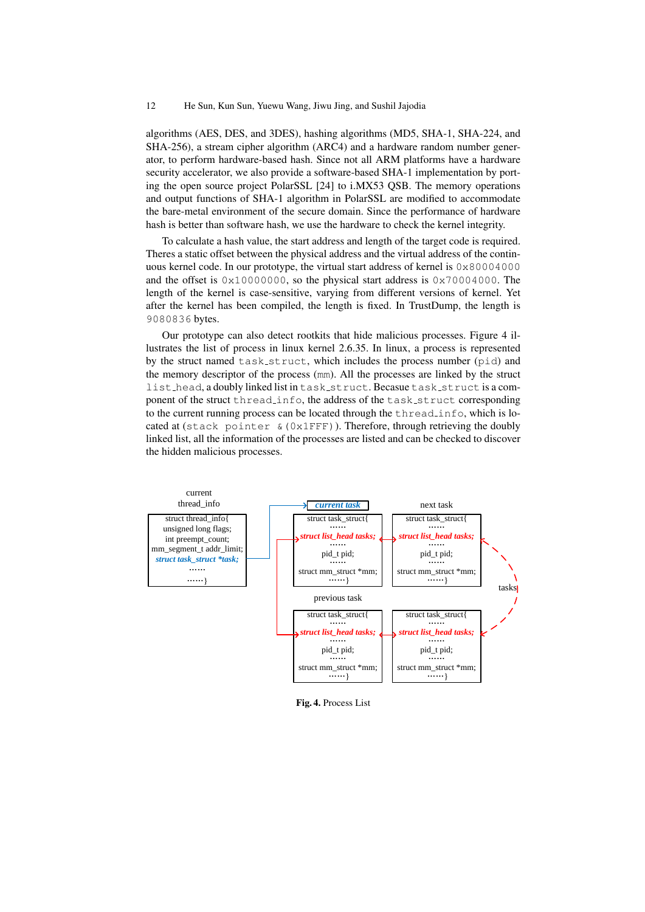algorithms (AES, DES, and 3DES), hashing algorithms (MD5, SHA-1, SHA-224, and SHA-256), a stream cipher algorithm (ARC4) and a hardware random number generator, to perform hardware-based hash. Since not all ARM platforms have a hardware security accelerator, we also provide a software-based SHA-1 implementation by porting the open source project PolarSSL [24] to i.MX53 QSB. The memory operations and output functions of SHA-1 algorithm in PolarSSL are modified to accommodate the bare-metal environment of the secure domain. Since the performance of hardware hash is better than software hash, we use the hardware to check the kernel integrity.

To calculate a hash value, the start address and length of the target code is required. Theres a static offset between the physical address and the virtual address of the contiguous kernel code. In our prototype, the virtual start address of kernel is `0x80004000` and the offset is `0x10000000`, so the physical start address is `0x70004000`. The length of the kernel is case-sensitive, varying from different versions of kernel. Yet after the kernel has been compiled, the length is fixed. In TrustDump, the length is `9080836` bytes.

Our prototype can also detect rootkits that hide malicious processes. Figure 4 illustrates the list of process in linux kernel 2.6.35. In linux, a process is represented by the struct named `task_struct`, which includes the process number (`pid`) and the memory descriptor of the process (`mm`). All the processes are linked by the struct `list_head`, a doubly linked list in `task_struct`. Because `task_struct` is a component of the struct `thread_info`, the address of the `task_struct` corresponding to the current running process can be located through the `thread_info`, which is located at (`stack pointer &(0x1FFF)`). Therefore, through retrieving the doubly linked list, all the information of the processes are listed and can be checked to discover the hidden malicious processes.

**Fig. 4.** Process List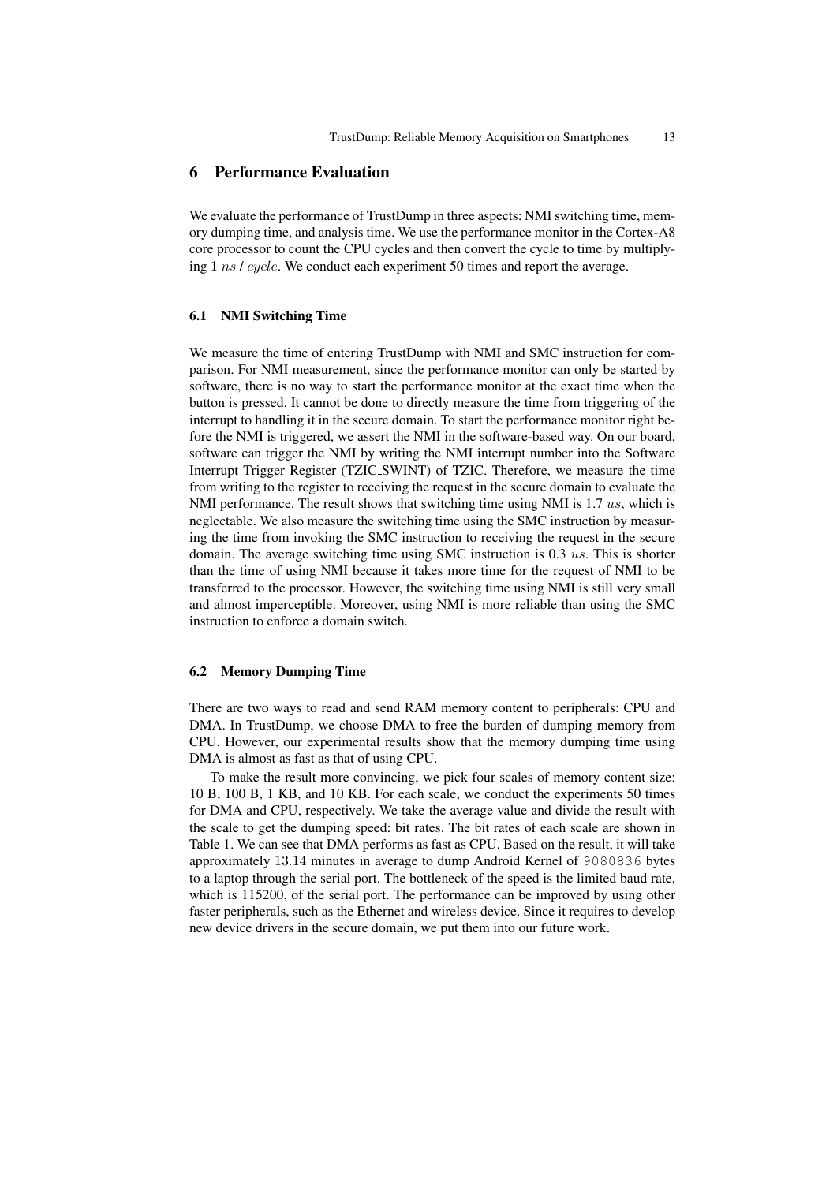## 6 Performance Evaluation

We evaluate the performance of TrustDump in three aspects: NMI switching time, memory dumping time, and analysis time. We use the performance monitor in the Cortex-A8 core processor to count the CPU cycles and then convert the cycle to time by multiplying $1\ ns\ /\ cycle$. We conduct each experiment 50 times and report the average.

### 6.1 NMI Switching Time

We measure the time of entering TrustDump with NMI and SMC instruction for comparison. For NMI measurement, since the performance monitor can only be started by software, there is no way to start the performance monitor at the exact time when the button is pressed. It cannot be done to directly measure the time from triggering of the interrupt to handling it in the secure domain. To start the performance monitor right before the NMI is triggered, we assert the NMI in the software-based way. On our board, software can trigger the NMI by writing the NMI interrupt number into the Software Interrupt Trigger Register (TZIC_SWINT) of TZIC. Therefore, we measure the time from writing to the register to receiving the request in the secure domain to evaluate the NMI performance. The result shows that switching time using NMI is 1.7 $us$, which is neglectable. We also measure the switching time using the SMC instruction by measuring the time from invoking the SMC instruction to receiving the request in the secure domain. The average switching time using SMC instruction is 0.3 $us$. This is shorter than the time of using NMI because it takes more time for the request of NMI to be transferred to the processor. However, the switching time using NMI is still very small and almost imperceptible. Moreover, using NMI is more reliable than using the SMC instruction to enforce a domain switch.

### 6.2 Memory Dumping Time

There are two ways to read and send RAM memory content to peripherals: CPU and DMA. In TrustDump, we choose DMA to free the burden of dumping memory from CPU. However, our experimental results show that the memory dumping time using DMA is almost as fast as that of using CPU.

To make the result more convincing, we pick four scales of memory content size: 10 B, 100 B, 1 KB, and 10 KB. For each scale, we conduct the experiments 50 times for DMA and CPU, respectively. We take the average value and divide the result with the scale to get the dumping speed: bit rates. The bit rates of each scale are shown in Table 1. We can see that DMA performs as fast as CPU. Based on the result, it will take approximately $13.14$ minutes in average to dump Android Kernel of `9080836` bytes to a laptop through the serial port. The bottleneck of the speed is the limited baud rate, which is 115200, of the serial port. The performance can be improved by using other faster peripherals, such as the Ethernet and wireless device. Since it requires to develop new device drivers in the secure domain, we put them into our future work.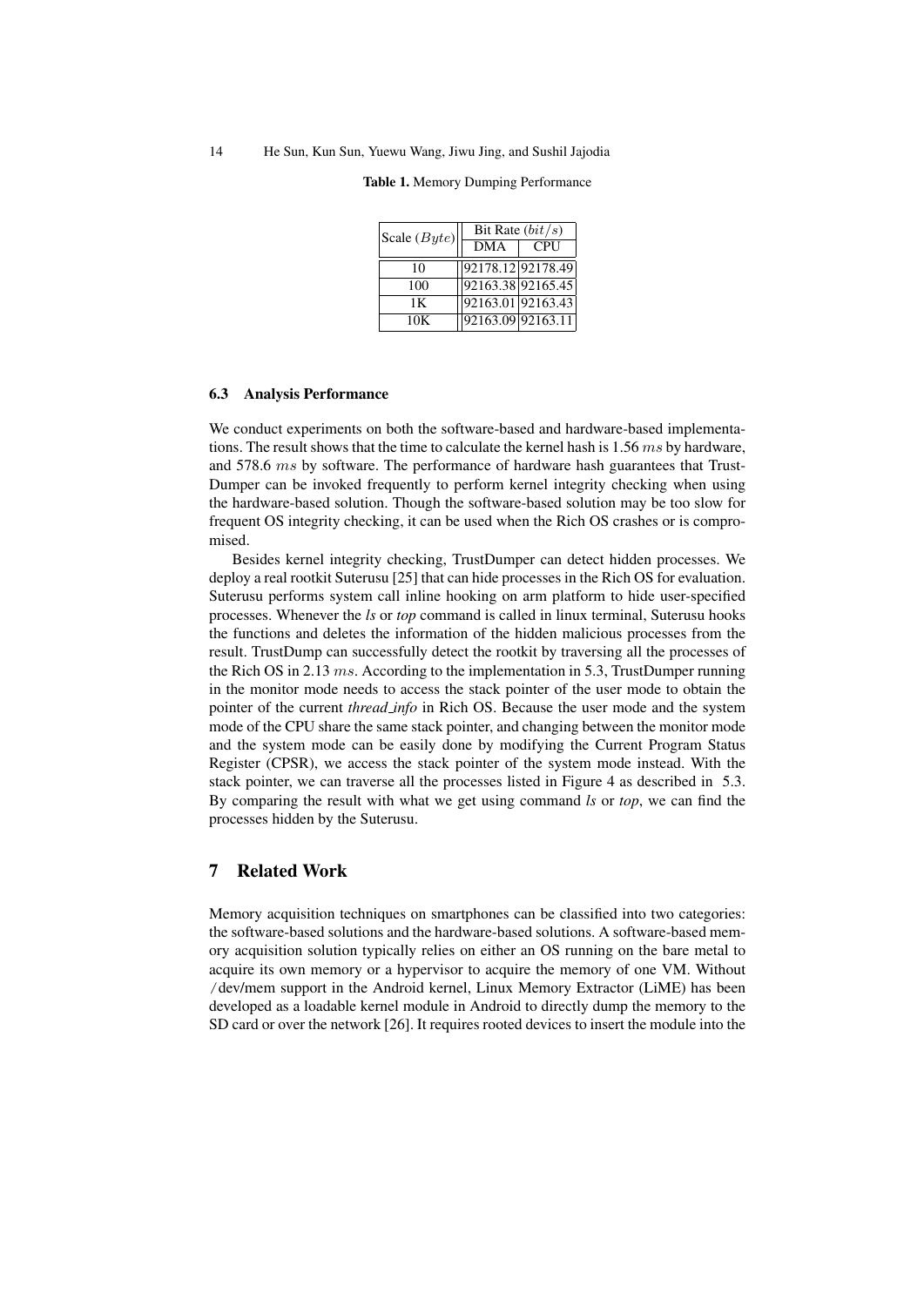**Table 1.** Memory Dumping Performance

| Scale ($Byte$) | Bit Rate ($bit/s$) | |
|---|---|---|
| | DMA | CPU |
| 10 | 92178.12 | 92178.49 |
| 100 | 92163.38 | 92165.45 |
| 1K | 92163.01 | 92163.43 |
| 10K | 92163.09 | 92163.11 |

### 6.3 Analysis Performance

We conduct experiments on both the software-based and hardware-based implementations. The result shows that the time to calculate the kernel hash is 1.56 $ms$ by hardware, and 578.6 $ms$ by software. The performance of hardware hash guarantees that TrustDumper can be invoked frequently to perform kernel integrity checking when using the hardware-based solution. Though the software-based solution may be too slow for frequent OS integrity checking, it can be used when the Rich OS crashes or is compromised.

Besides kernel integrity checking, TrustDumper can detect hidden processes. We deploy a real rootkit Suterusu [25] that can hide processes in the Rich OS for evaluation. Suterusu performs system call inline hooking on arm platform to hide user-specified processes. Whenever the *ls* or *top* command is called in linux terminal, Suterusu hooks the functions and deletes the information of the hidden malicious processes from the result. TrustDump can successfully detect the rootkit by traversing all the processes of the Rich OS in 2.13 $ms$. According to the implementation in 5.3, TrustDumper running in the monitor mode needs to access the stack pointer of the user mode to obtain the pointer of the current *thread_info* in Rich OS. Because the user mode and the system mode of the CPU share the same stack pointer, and changing between the monitor mode and the system mode can be easily done by modifying the Current Program Status Register (CPSR), we access the stack pointer of the system mode instead. With the stack pointer, we can traverse all the processes listed in Figure 4 as described in 5.3. By comparing the result with what we get using command *ls* or *top*, we can find the processes hidden by the Suterusu.

## 7 Related Work

Memory acquisition techniques on smartphones can be classified into two categories: the software-based solutions and the hardware-based solutions. A software-based memory acquisition solution typically relies on either an OS running on the bare metal to acquire its own memory or a hypervisor to acquire the memory of one VM. Without /dev/mem support in the Android kernel, Linux Memory Extractor (LiME) has been developed as a loadable kernel module in Android to directly dump the memory to the SD card or over the network [26]. It requires rooted devices to insert the module into the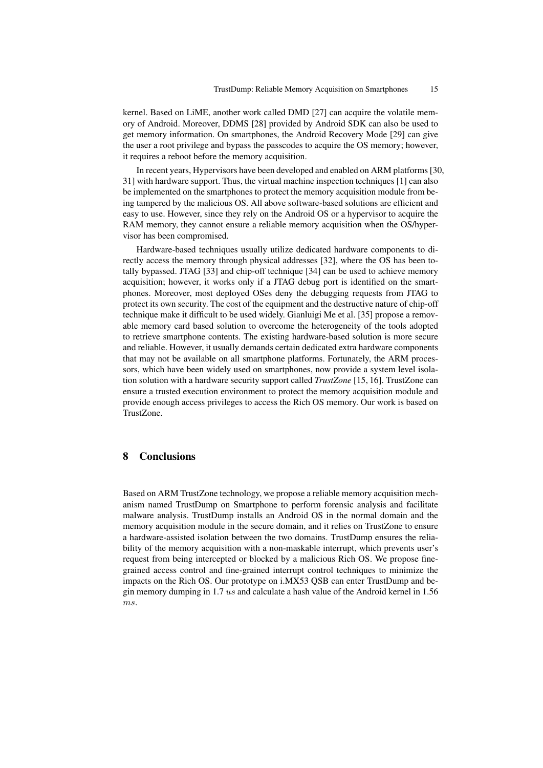kernel. Based on LiME, another work called DMD [27] can acquire the volatile memory of Android. Moreover, DDMS [28] provided by Android SDK can also be used to get memory information. On smartphones, the Android Recovery Mode [29] can give the user a root privilege and bypass the passcodes to acquire the OS memory; however, it requires a reboot before the memory acquisition.

In recent years, Hypervisors have been developed and enabled on ARM platforms [30, 31] with hardware support. Thus, the virtual machine inspection techniques [1] can also be implemented on the smartphones to protect the memory acquisition module from being tampered by the malicious OS. All above software-based solutions are efficient and easy to use. However, since they rely on the Android OS or a hypervisor to acquire the RAM memory, they cannot ensure a reliable memory acquisition when the OS/hypervisor has been compromised.

Hardware-based techniques usually utilize dedicated hardware components to directly access the memory through physical addresses [32], where the OS has been totally bypassed. JTAG [33] and chip-off technique [34] can be used to achieve memory acquisition; however, it works only if a JTAG debug port is identified on the smartphones. Moreover, most deployed OSes deny the debugging requests from JTAG to protect its own security. The cost of the equipment and the destructive nature of chip-off technique make it difficult to be used widely. Gianluigi Me et al. [35] propose a removable memory card based solution to overcome the heterogeneity of the tools adopted to retrieve smartphone contents. The existing hardware-based solution is more secure and reliable. However, it usually demands certain dedicated extra hardware components that may not be available on all smartphone platforms. Fortunately, the ARM processors, which have been widely used on smartphones, now provide a system level isolation solution with a hardware security support called *TrustZone* [15, 16]. TrustZone can ensure a trusted execution environment to protect the memory acquisition module and provide enough access privileges to access the Rich OS memory. Our work is based on TrustZone.

## 8 Conclusions

Based on ARM TrustZone technology, we propose a reliable memory acquisition mechanism named TrustDump on Smartphone to perform forensic analysis and facilitate malware analysis. TrustDump installs an Android OS in the normal domain and the memory acquisition module in the secure domain, and it relies on TrustZone to ensure a hardware-assisted isolation between the two domains. TrustDump ensures the reliability of the memory acquisition with a non-maskable interrupt, which prevents user's request from being intercepted or blocked by a malicious Rich OS. We propose fine-grained access control and fine-grained interrupt control techniques to minimize the impacts on the Rich OS. Our prototype on i.MX53 QSB can enter TrustDump and begin memory dumping in 1.7 $us$ and calculate a hash value of the Android kernel in 1.56 $ms$.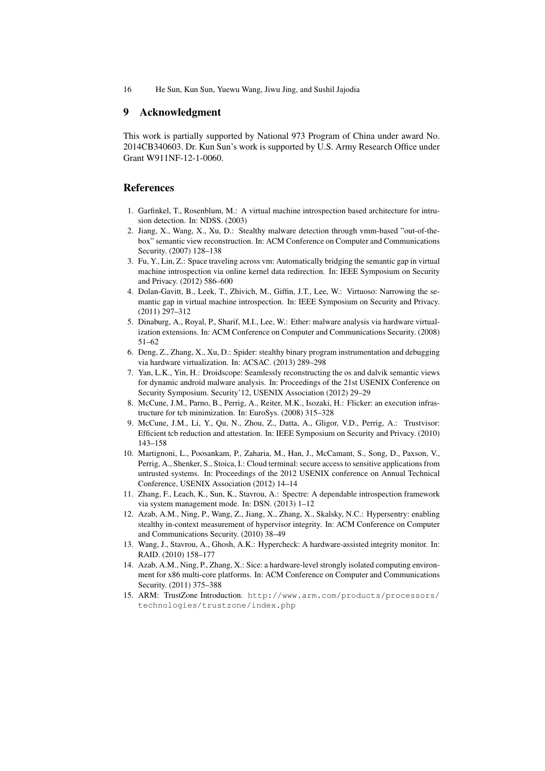## 9 Acknowledgment

This work is partially supported by National 973 Program of China under award No. 2014CB340603. Dr. Kun Sun's work is supported by U.S. Army Research Office under Grant W911NF-12-1-0060.

## References

1. Garfinkel, T., Rosenblum, M.: A virtual machine introspection based architecture for intrusion detection. In: NDSS. (2003)
2. Jiang, X., Wang, X., Xu, D.: Stealthy malware detection through vmm-based "out-of-the-box" semantic view reconstruction. In: ACM Conference on Computer and Communications Security. (2007) 128–138
3. Fu, Y., Lin, Z.: Space traveling across vm: Automatically bridging the semantic gap in virtual machine introspection via online kernel data redirection. In: IEEE Symposium on Security and Privacy. (2012) 586–600
4. Dolan-Gavitt, B., Leek, T., Zhivich, M., Giffin, J.T., Lee, W.: Virtuoso: Narrowing the semantic gap in virtual machine introspection. In: IEEE Symposium on Security and Privacy. (2011) 297–312
5. Dinaburg, A., Royal, P., Sharif, M.I., Lee, W.: Ether: malware analysis via hardware virtualization extensions. In: ACM Conference on Computer and Communications Security. (2008) 51–62
6. Deng, Z., Zhang, X., Xu, D.: Spider: stealthy binary program instrumentation and debugging via hardware virtualization. In: ACSAC. (2013) 289–298
7. Yan, L.K., Yin, H.: Droidscope: Seamlessly reconstructing the os and dalvik semantic views for dynamic android malware analysis. In: Proceedings of the 21st USENIX Conference on Security Symposium. Security'12, USENIX Association (2012) 29–29
8. McCune, J.M., Parno, B., Perrig, A., Reiter, M.K., Isozaki, H.: Flicker: an execution infrastructure for tcb minimization. In: EuroSys. (2008) 315–328
9. McCune, J.M., Li, Y., Qu, N., Zhou, Z., Datta, A., Gligor, V.D., Perrig, A.: Trustvisor: Efficient tcb reduction and attestation. In: IEEE Symposium on Security and Privacy. (2010) 143–158
10. Martignoni, L., Poosankam, P., Zaharia, M., Han, J., McCamant, S., Song, D., Paxson, V., Perrig, A., Shenker, S., Stoica, I.: Cloud terminal: secure access to sensitive applications from untrusted systems. In: Proceedings of the 2012 USENIX conference on Annual Technical Conference, USENIX Association (2012) 14–14
11. Zhang, F., Leach, K., Sun, K., Stavrou, A.: Spectre: A dependable introspection framework via system management mode. In: DSN. (2013) 1–12
12. Azab, A.M., Ning, P., Wang, Z., Jiang, X., Zhang, X., Skalsky, N.C.: Hypersentry: enabling stealthy in-context measurement of hypervisor integrity. In: ACM Conference on Computer and Communications Security. (2010) 38–49
13. Wang, J., Stavrou, A., Ghosh, A.K.: Hypercheck: A hardware-assisted integrity monitor. In: RAID. (2010) 158–177
14. Azab, A.M., Ning, P., Zhang, X.: Sice: a hardware-level strongly isolated computing environment for x86 multi-core platforms. In: ACM Conference on Computer and Communications Security. (2011) 375–388
15. ARM: TrustZone Introduction. `http://www.arm.com/products/processors/technologies/trustzone/index.php`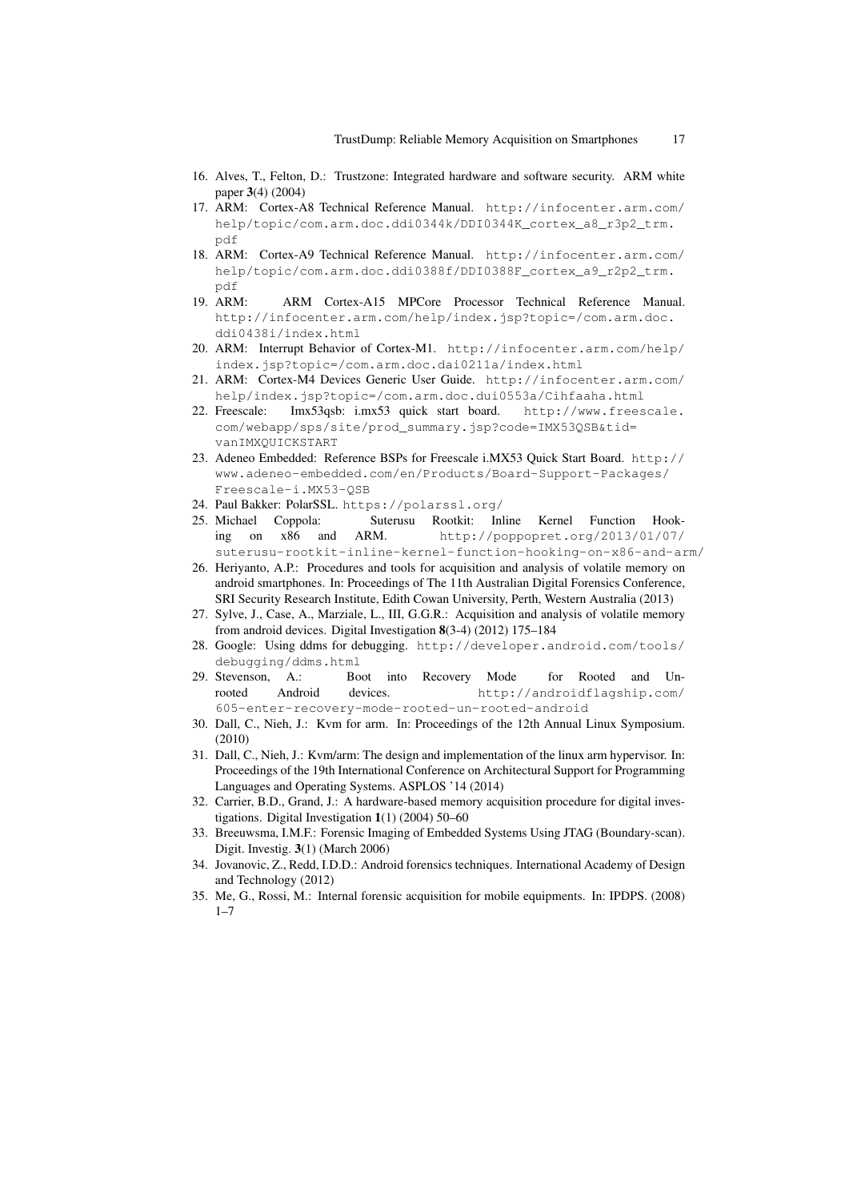16. Alves, T., Felton, D.: Trustzone: Integrated hardware and software security. ARM white paper **3**(4) (2004)
17. ARM: Cortex-A8 Technical Reference Manual. http://infocenter.arm.com/help/topic/com.arm.doc.ddi0344k/DDI0344K_cortex_a8_r3p2_trm.pdf
18. ARM: Cortex-A9 Technical Reference Manual. http://infocenter.arm.com/help/topic/com.arm.doc.ddi0388f/DDI0388F_cortex_a9_r2p2_trm.pdf
19. ARM: ARM Cortex-A15 MPCore Processor Technical Reference Manual. http://infocenter.arm.com/help/index.jsp?topic=/com.arm.doc.ddi0438i/index.html
20. ARM: Interrupt Behavior of Cortex-M1. http://infocenter.arm.com/help/index.jsp?topic=/com.arm.doc.dai0211a/index.html
21. ARM: Cortex-M4 Devices Generic User Guide. http://infocenter.arm.com/help/index.jsp?topic=/com.arm.doc.dui0553a/Cihfaaha.html
22. Freescale: Imx53qsb: i.mx53 quick start board. http://www.freescale.com/webapp/sps/site/prod_summary.jsp?code=IMX53QSB&tid=vanIMXQUICKSTART
23. Adeneo Embedded: Reference BSPs for Freescale i.MX53 Quick Start Board. http://www.adeneo-embedded.com/en/Products/Board-Support-Packages/Freescale-i.MX53-QSB
24. Paul Bakker: PolarSSL. https://polarssl.org/
25. Michael Coppola: Suterusu Rootkit: Inline Kernel Function Hooking on x86 and ARM. http://poppopret.org/2013/01/07/suterusu-rootkit-inline-kernel-function-hooking-on-x86-and-arm/
26. Heriyanto, A.P.: Procedures and tools for acquisition and analysis of volatile memory on android smartphones. In: Proceedings of The 11th Australian Digital Forensics Conference, SRI Security Research Institute, Edith Cowan University, Perth, Western Australia (2013)
27. Sylve, J., Case, A., Marziale, L., III, G.G.R.: Acquisition and analysis of volatile memory from android devices. Digital Investigation **8**(3-4) (2012) 175–184
28. Google: Using ddms for debugging. http://developer.android.com/tools/debugging/ddms.html
29. Stevenson, A.: Boot into Recovery Mode for Rooted and Unrooted Android devices. http://androidflagship.com/605-enter-recovery-mode-rooted-un-rooted-android
30. Dall, C., Nieh, J.: Kvm for arm. In: Proceedings of the 12th Annual Linux Symposium. (2010)
31. Dall, C., Nieh, J.: Kvm/arm: The design and implementation of the linux arm hypervisor. In: Proceedings of the 19th International Conference on Architectural Support for Programming Languages and Operating Systems. ASPLOS '14 (2014)
32. Carrier, B.D., Grand, J.: A hardware-based memory acquisition procedure for digital investigations. Digital Investigation **1**(1) (2004) 50–60
33. Breeuwsma, I.M.F.: Forensic Imaging of Embedded Systems Using JTAG (Boundary-scan). Digit. Investig. **3**(1) (March 2006)
34. Jovanovic, Z., Redd, I.D.D.: Android forensics techniques. International Academy of Design and Technology (2012)
35. Me, G., Rossi, M.: Internal forensic acquisition for mobile equipments. In: IPDPS. (2008) 1–7